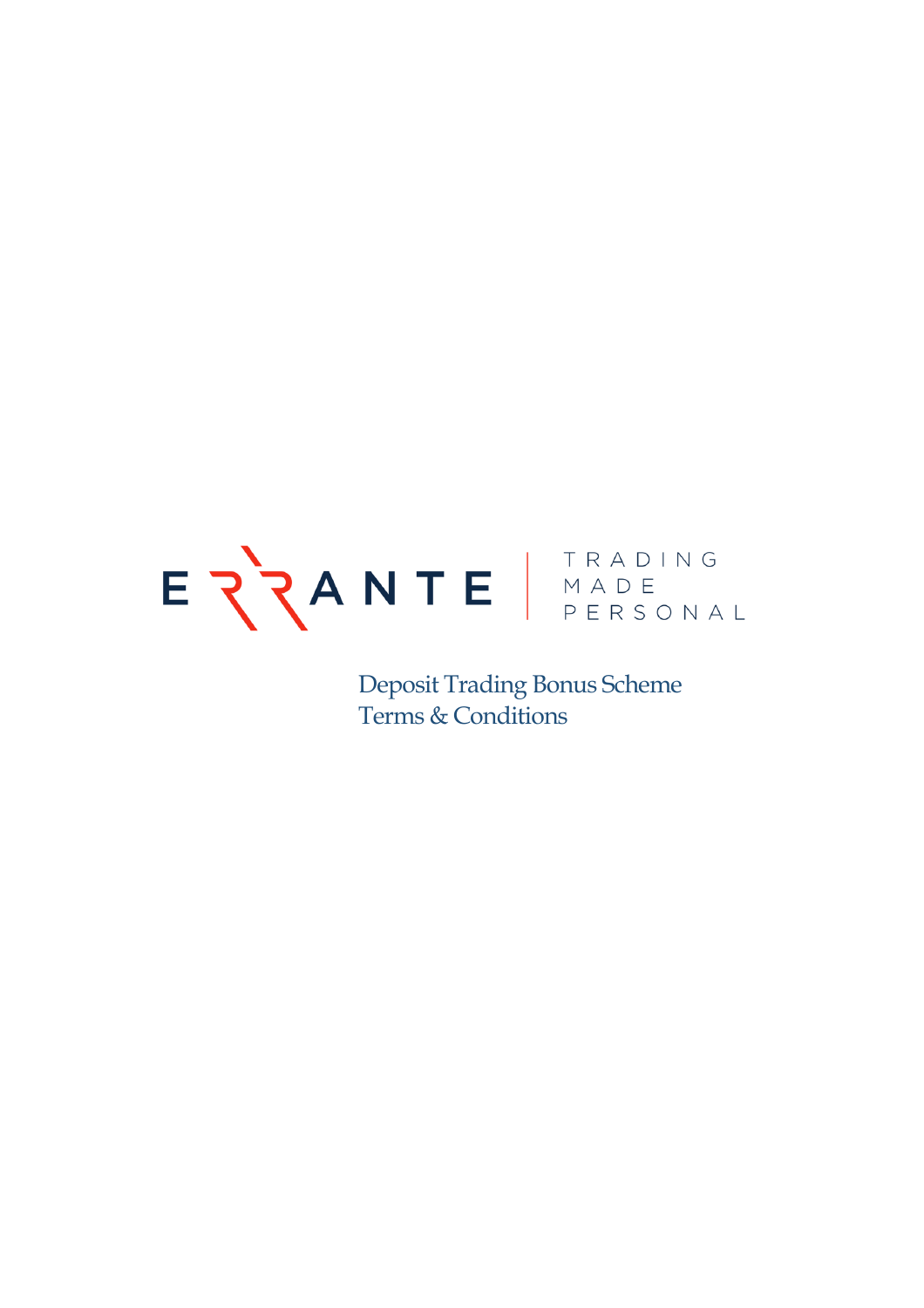ERRANTE | TRADING MADE PERSONAL

# Deposit Trading Bonus Scheme Terms & Conditions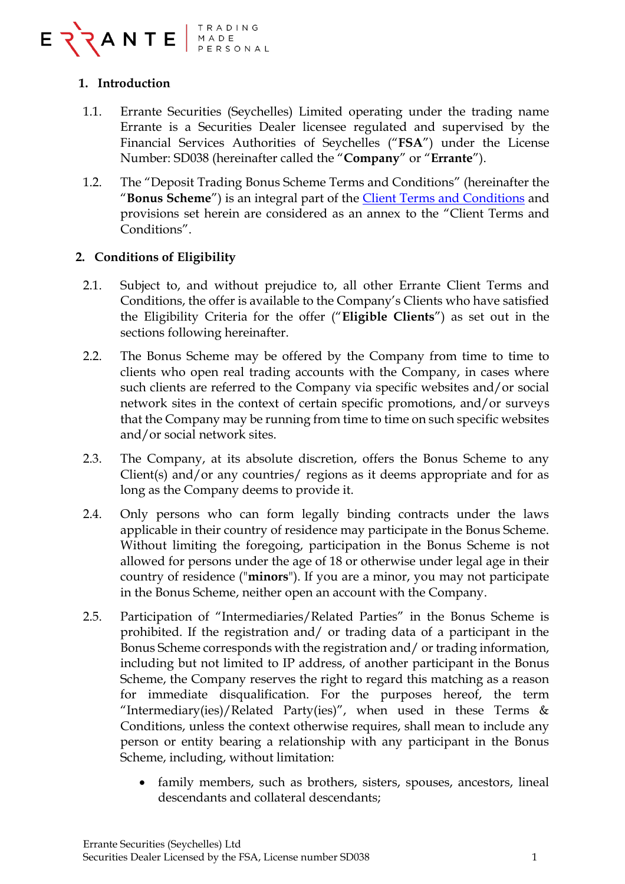## 1. Introduction

1.1. Errante Securities (Seychelles) Limited operating under the trading name Errante is a Securities Dealer licensee regulated and supervised by the Financial Services Authorities of Seychelles ("**FSA**") under the License Number: SD038 (hereinafter called the "**Company**" or "**Errante**").

1.2. The "Deposit Trading Bonus Scheme Terms and Conditions" (hereinafter the "**Bonus Scheme**") is an integral part of the Client Terms and Conditions and provisions set herein are considered as an annex to the "Client Terms and Conditions".

## 2. Conditions of Eligibility

2.1. Subject to, and without prejudice to, all other Errante Client Terms and Conditions, the offer is available to the Company's Clients who have satisfied the Eligibility Criteria for the offer ("**Eligible Clients**") as set out in the sections following hereinafter.

2.2. The Bonus Scheme may be offered by the Company from time to time to clients who open real trading accounts with the Company, in cases where such clients are referred to the Company via specific websites and/or social network sites in the context of certain specific promotions, and/or surveys that the Company may be running from time to time on such specific websites and/or social network sites.

2.3. The Company, at its absolute discretion, offers the Bonus Scheme to any Client(s) and/or any countries/ regions as it deems appropriate and for as long as the Company deems to provide it.

2.4. Only persons who can form legally binding contracts under the laws applicable in their country of residence may participate in the Bonus Scheme. Without limiting the foregoing, participation in the Bonus Scheme is not allowed for persons under the age of 18 or otherwise under legal age in their country of residence ("**minors**"). If you are a minor, you may not participate in the Bonus Scheme, neither open an account with the Company.

2.5. Participation of "Intermediaries/Related Parties" in the Bonus Scheme is prohibited. If the registration and/ or trading data of a participant in the Bonus Scheme corresponds with the registration and/ or trading information, including but not limited to IP address, of another participant in the Bonus Scheme, the Company reserves the right to regard this matching as a reason for immediate disqualification. For the purposes hereof, the term "Intermediary(ies)/Related Party(ies)", when used in these Terms & Conditions, unless the context otherwise requires, shall mean to include any person or entity bearing a relationship with any participant in the Bonus Scheme, including, without limitation:

- family members, such as brothers, sisters, spouses, ancestors, lineal descendants and collateral descendants;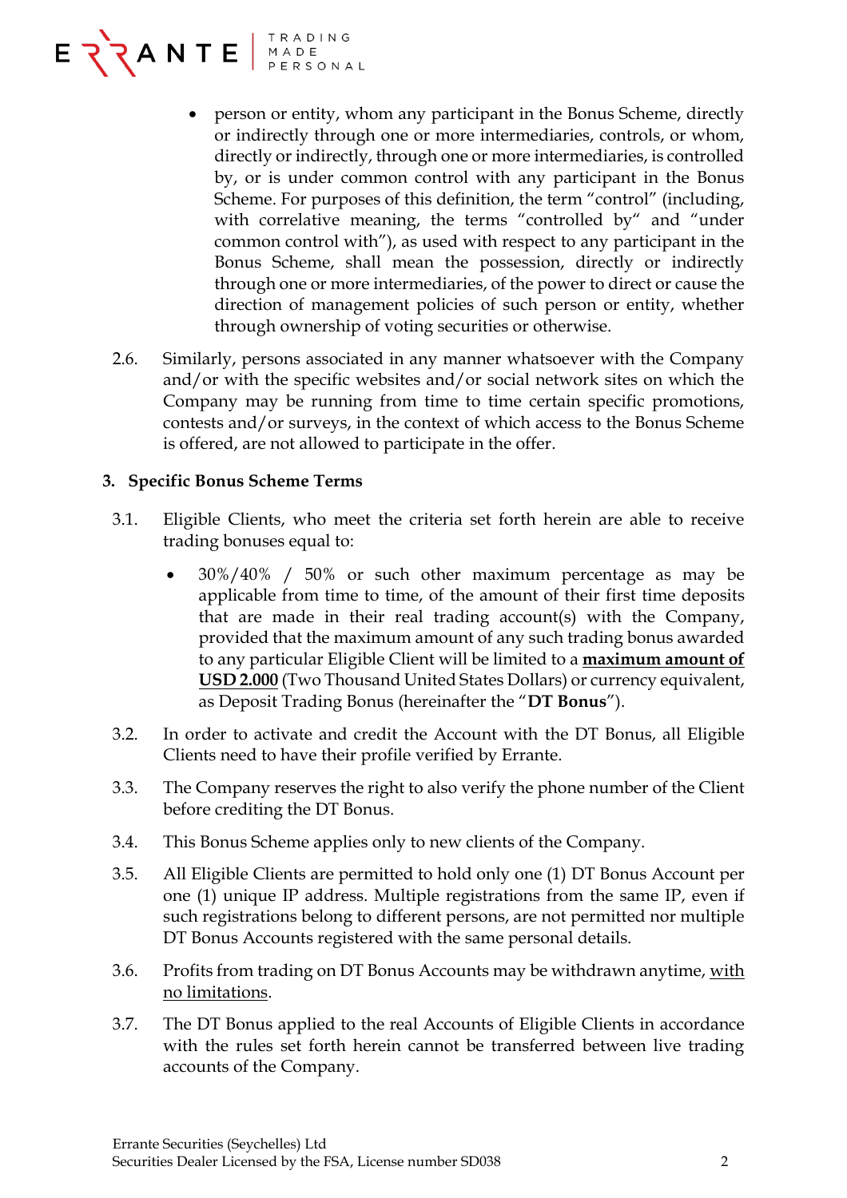- person or entity, whom any participant in the Bonus Scheme, directly or indirectly through one or more intermediaries, controls, or whom, directly or indirectly, through one or more intermediaries, is controlled by, or is under common control with any participant in the Bonus Scheme. For purposes of this definition, the term "control" (including, with correlative meaning, the terms "controlled by" and "under common control with"), as used with respect to any participant in the Bonus Scheme, shall mean the possession, directly or indirectly through one or more intermediaries, of the power to direct or cause the direction of management policies of such person or entity, whether through ownership of voting securities or otherwise.

2.6. Similarly, persons associated in any manner whatsoever with the Company and/or with the specific websites and/or social network sites on which the Company may be running from time to time certain specific promotions, contests and/or surveys, in the context of which access to the Bonus Scheme is offered, are not allowed to participate in the offer.

**3. Specific Bonus Scheme Terms**

3.1. Eligible Clients, who meet the criteria set forth herein are able to receive trading bonuses equal to:

- 30%/40% / 50% or such other maximum percentage as may be applicable from time to time, of the amount of their first time deposits that are made in their real trading account(s) with the Company, provided that the maximum amount of any such trading bonus awarded to any particular Eligible Client will be limited to a <u>**maximum amount of USD 2.000**</u> (Two Thousand United States Dollars) or currency equivalent, as Deposit Trading Bonus (hereinafter the "**DT Bonus**").

3.2. In order to activate and credit the Account with the DT Bonus, all Eligible Clients need to have their profile verified by Errante.

3.3. The Company reserves the right to also verify the phone number of the Client before crediting the DT Bonus.

3.4. This Bonus Scheme applies only to new clients of the Company.

3.5. All Eligible Clients are permitted to hold only one (1) DT Bonus Account per one (1) unique IP address. Multiple registrations from the same IP, even if such registrations belong to different persons, are not permitted nor multiple DT Bonus Accounts registered with the same personal details.

3.6. Profits from trading on DT Bonus Accounts may be withdrawn anytime, <u>with no limitations</u>.

3.7. The DT Bonus applied to the real Accounts of Eligible Clients in accordance with the rules set forth herein cannot be transferred between live trading accounts of the Company.

Errante Securities (Seychelles) Ltd
Securities Dealer Licensed by the FSA, License number SD038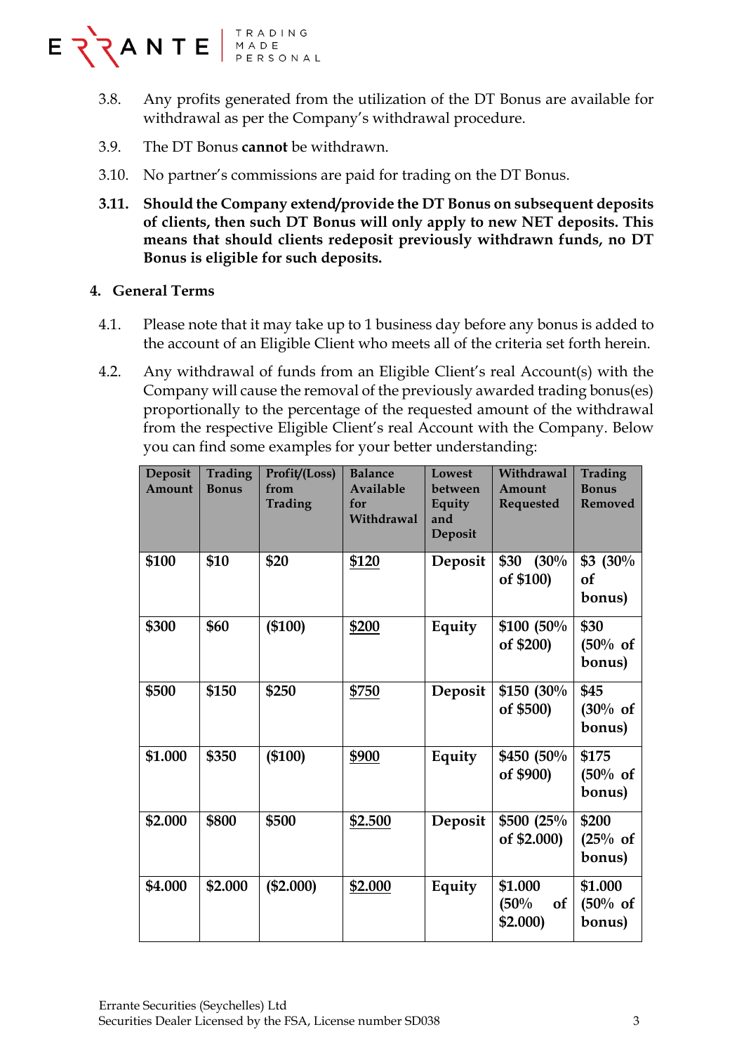3.8. Any profits generated from the utilization of the DT Bonus are available for withdrawal as per the Company's withdrawal procedure.

3.9. The DT Bonus **cannot** be withdrawn.

3.10. No partner's commissions are paid for trading on the DT Bonus.

**3.11. Should the Company extend/provide the DT Bonus on subsequent deposits of clients, then such DT Bonus will only apply to new NET deposits. This means that should clients redeposit previously withdrawn funds, no DT Bonus is eligible for such deposits.**

## 4. General Terms

4.1. Please note that it may take up to 1 business day before any bonus is added to the account of an Eligible Client who meets all of the criteria set forth herein.

4.2. Any withdrawal of funds from an Eligible Client's real Account(s) with the Company will cause the removal of the previously awarded trading bonus(es) proportionally to the percentage of the requested amount of the withdrawal from the respective Eligible Client's real Account with the Company. Below you can find some examples for your better understanding:

| Deposit Amount | Trading Bonus | Profit/(Loss) from Trading | Balance Available for Withdrawal | Lowest between Equity and Deposit | Withdrawal Amount Requested | Trading Bonus Removed |
|---|---|---|---|---|---|---|
| **$100** | **$10** | **$20** | **$120** | **Deposit** | **$30 (30% of $100)** | **$3 (30% of bonus)** |
| **$300** | **$60** | **($100)** | **$200** | **Equity** | **$100 (50% of $200)** | **$30 (50% of bonus)** |
| **$500** | **$150** | **$250** | **$750** | **Deposit** | **$150 (30% of $500)** | **$45 (30% of bonus)** |
| **$1.000** | **$350** | **($100)** | **$900** | **Equity** | **$450 (50% of $900)** | **$175 (50% of bonus)** |
| **$2.000** | **$800** | **$500** | **$2.500** | **Deposit** | **$500 (25% of $2.000)** | **$200 (25% of bonus)** |
| **$4.000** | **$2.000** | **($2.000)** | **$2.000** | **Equity** | **$1.000 (50% of $2.000)** | **$1.000 (50% of bonus)** |

Errante Securities (Seychelles) Ltd
Securities Dealer Licensed by the FSA, License number SD038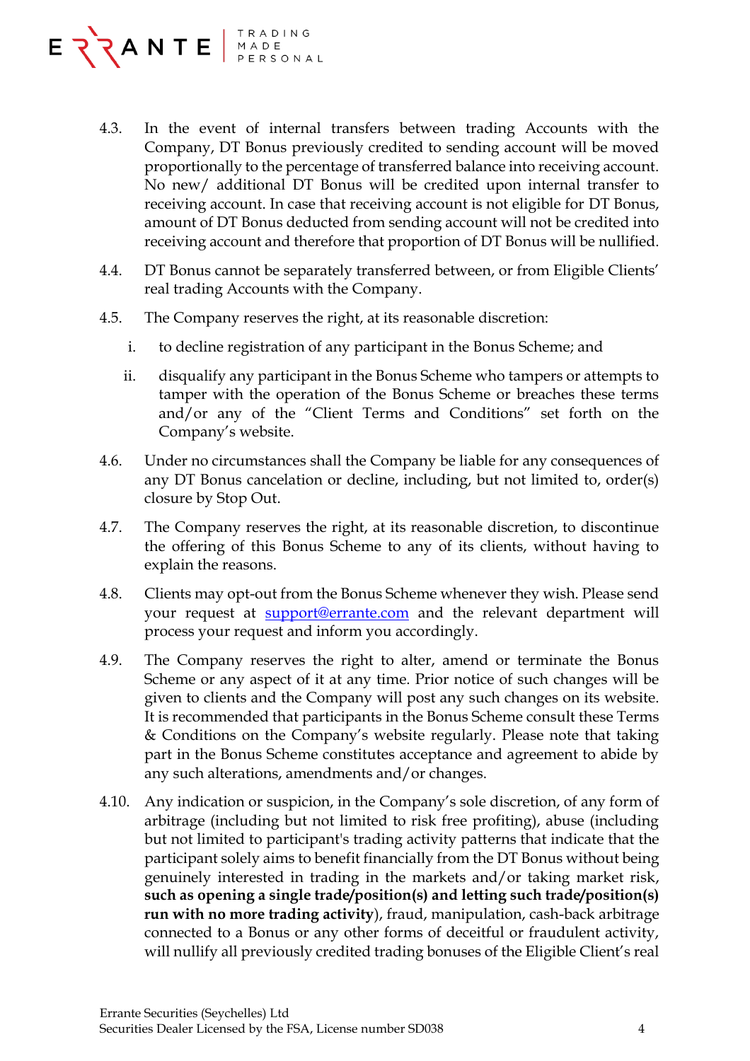4.3. In the event of internal transfers between trading Accounts with the Company, DT Bonus previously credited to sending account will be moved proportionally to the percentage of transferred balance into receiving account. No new/ additional DT Bonus will be credited upon internal transfer to receiving account. In case that receiving account is not eligible for DT Bonus, amount of DT Bonus deducted from sending account will not be credited into receiving account and therefore that proportion of DT Bonus will be nullified.

4.4. DT Bonus cannot be separately transferred between, or from Eligible Clients' real trading Accounts with the Company.

4.5. The Company reserves the right, at its reasonable discretion:

i. to decline registration of any participant in the Bonus Scheme; and

ii. disqualify any participant in the Bonus Scheme who tampers or attempts to tamper with the operation of the Bonus Scheme or breaches these terms and/or any of the "Client Terms and Conditions" set forth on the Company's website.

4.6. Under no circumstances shall the Company be liable for any consequences of any DT Bonus cancelation or decline, including, but not limited to, order(s) closure by Stop Out.

4.7. The Company reserves the right, at its reasonable discretion, to discontinue the offering of this Bonus Scheme to any of its clients, without having to explain the reasons.

4.8. Clients may opt-out from the Bonus Scheme whenever they wish. Please send your request at support@errante.com and the relevant department will process your request and inform you accordingly.

4.9. The Company reserves the right to alter, amend or terminate the Bonus Scheme or any aspect of it at any time. Prior notice of such changes will be given to clients and the Company will post any such changes on its website. It is recommended that participants in the Bonus Scheme consult these Terms & Conditions on the Company's website regularly. Please note that taking part in the Bonus Scheme constitutes acceptance and agreement to abide by any such alterations, amendments and/or changes.

4.10. Any indication or suspicion, in the Company's sole discretion, of any form of arbitrage (including but not limited to risk free profiting), abuse (including but not limited to participant's trading activity patterns that indicate that the participant solely aims to benefit financially from the DT Bonus without being genuinely interested in trading in the markets and/or taking market risk, **such as opening a single trade/position(s) and letting such trade/position(s) run with no more trading activity**), fraud, manipulation, cash-back arbitrage connected to a Bonus or any other forms of deceitful or fraudulent activity, will nullify all previously credited trading bonuses of the Eligible Client's real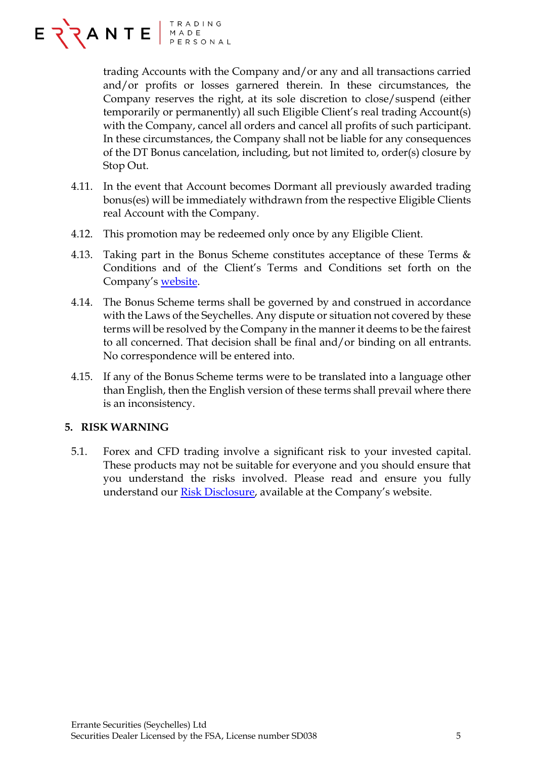trading Accounts with the Company and/or any and all transactions carried and/or profits or losses garnered therein. In these circumstances, the Company reserves the right, at its sole discretion to close/suspend (either temporarily or permanently) all such Eligible Client's real trading Account(s) with the Company, cancel all orders and cancel all profits of such participant. In these circumstances, the Company shall not be liable for any consequences of the DT Bonus cancelation, including, but not limited to, order(s) closure by Stop Out.

4.11. In the event that Account becomes Dormant all previously awarded trading bonus(es) will be immediately withdrawn from the respective Eligible Clients real Account with the Company.

4.12. This promotion may be redeemed only once by any Eligible Client.

4.13. Taking part in the Bonus Scheme constitutes acceptance of these Terms & Conditions and of the Client's Terms and Conditions set forth on the Company's [website](#).

4.14. The Bonus Scheme terms shall be governed by and construed in accordance with the Laws of the Seychelles. Any dispute or situation not covered by these terms will be resolved by the Company in the manner it deems to be the fairest to all concerned. That decision shall be final and/or binding on all entrants. No correspondence will be entered into.

4.15. If any of the Bonus Scheme terms were to be translated into a language other than English, then the English version of these terms shall prevail where there is an inconsistency.

## 5. RISK WARNING

5.1. Forex and CFD trading involve a significant risk to your invested capital. These products may not be suitable for everyone and you should ensure that you understand the risks involved. Please read and ensure you fully understand our [Risk Disclosure](#), available at the Company's website.

Errante Securities (Seychelles) Ltd
Securities Dealer Licensed by the FSA, License number SD038